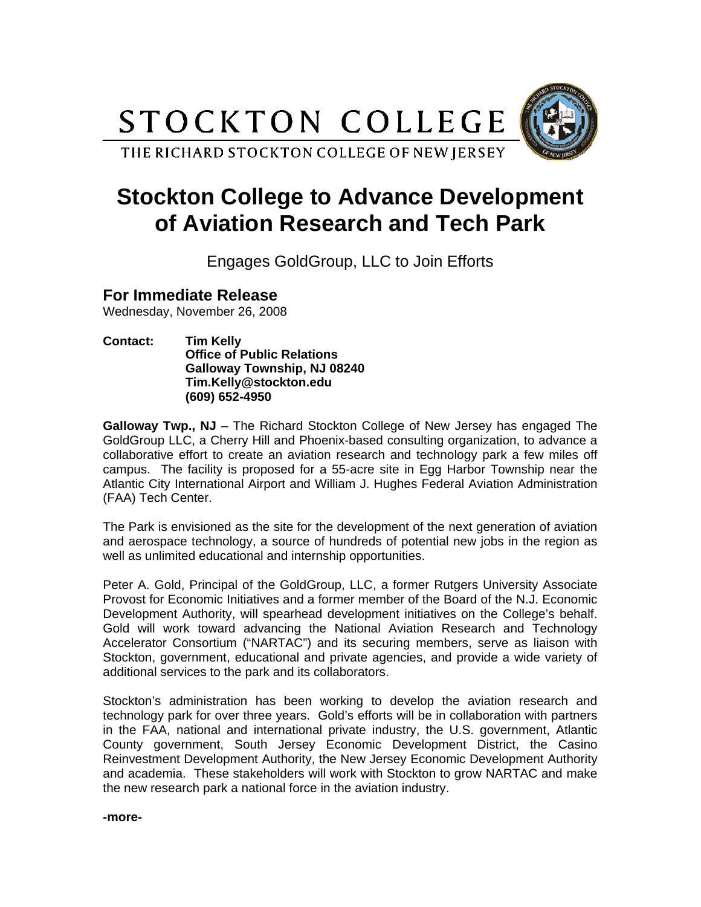STOCKTON COLLEGE

THE RICHARD STOCKTON COLLEGE OF NEW JERSEY

# Stockton College to Advance Development of Aviation Research and Tech Park

Engages GoldGroup, LLC to Join Efforts

## For Immediate Release

Wednesday, November 26, 2008

**Contact:** **Tim Kelly**
**Office of Public Relations**
**Galloway Township, NJ 08240**
**Tim.Kelly@stockton.edu**
**(609) 652-4950**

**Galloway Twp., NJ** – The Richard Stockton College of New Jersey has engaged The GoldGroup LLC, a Cherry Hill and Phoenix-based consulting organization, to advance a collaborative effort to create an aviation research and technology park a few miles off campus. The facility is proposed for a 55-acre site in Egg Harbor Township near the Atlantic City International Airport and William J. Hughes Federal Aviation Administration (FAA) Tech Center.

The Park is envisioned as the site for the development of the next generation of aviation and aerospace technology, a source of hundreds of potential new jobs in the region as well as unlimited educational and internship opportunities.

Peter A. Gold, Principal of the GoldGroup, LLC, a former Rutgers University Associate Provost for Economic Initiatives and a former member of the Board of the N.J. Economic Development Authority, will spearhead development initiatives on the College's behalf. Gold will work toward advancing the National Aviation Research and Technology Accelerator Consortium ("NARTAC") and its securing members, serve as liaison with Stockton, government, educational and private agencies, and provide a wide variety of additional services to the park and its collaborators.

Stockton's administration has been working to develop the aviation research and technology park for over three years. Gold's efforts will be in collaboration with partners in the FAA, national and international private industry, the U.S. government, Atlantic County government, South Jersey Economic Development District, the Casino Reinvestment Development Authority, the New Jersey Economic Development Authority and academia. These stakeholders will work with Stockton to grow NARTAC and make the new research park a national force in the aviation industry.

**-more-**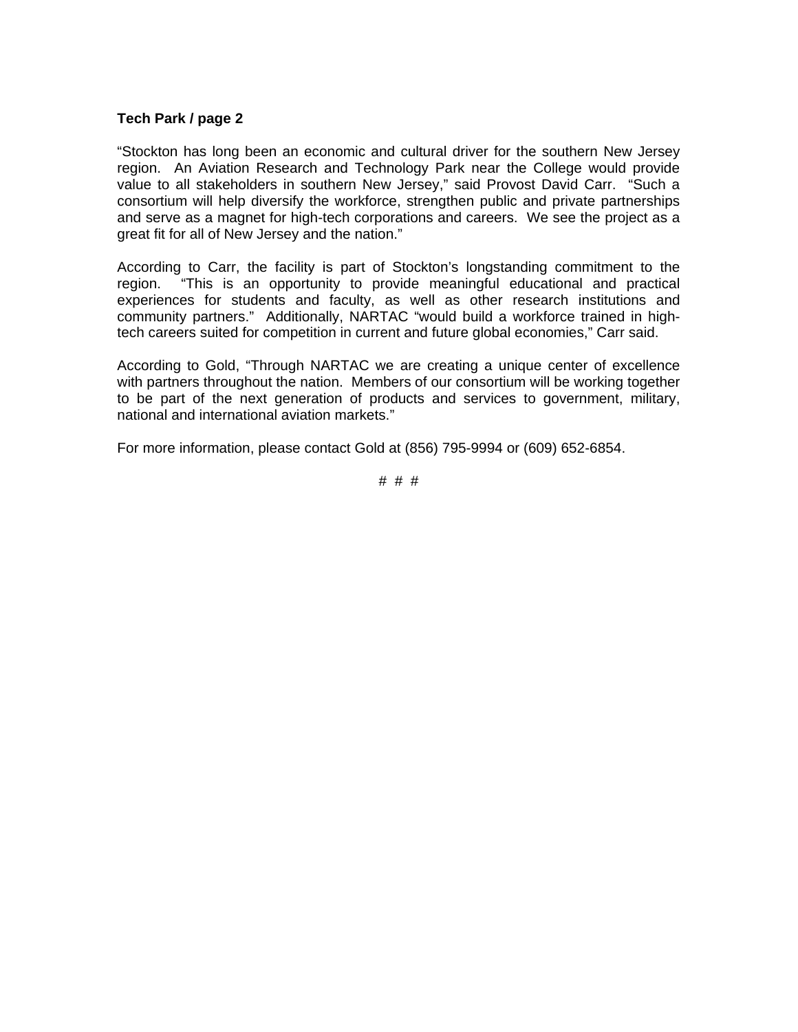“Stockton has long been an economic and cultural driver for the southern New Jersey region. An Aviation Research and Technology Park near the College would provide value to all stakeholders in southern New Jersey,” said Provost David Carr. “Such a consortium will help diversify the workforce, strengthen public and private partnerships and serve as a magnet for high-tech corporations and careers. We see the project as a great fit for all of New Jersey and the nation.”

According to Carr, the facility is part of Stockton’s longstanding commitment to the region. “This is an opportunity to provide meaningful educational and practical experiences for students and faculty, as well as other research institutions and community partners.” Additionally, NARTAC “would build a workforce trained in high-tech careers suited for competition in current and future global economies,” Carr said.

According to Gold, “Through NARTAC we are creating a unique center of excellence with partners throughout the nation. Members of our consortium will be working together to be part of the next generation of products and services to government, military, national and international aviation markets.”

For more information, please contact Gold at (856) 795-9994 or (609) 652-6854.

# # #